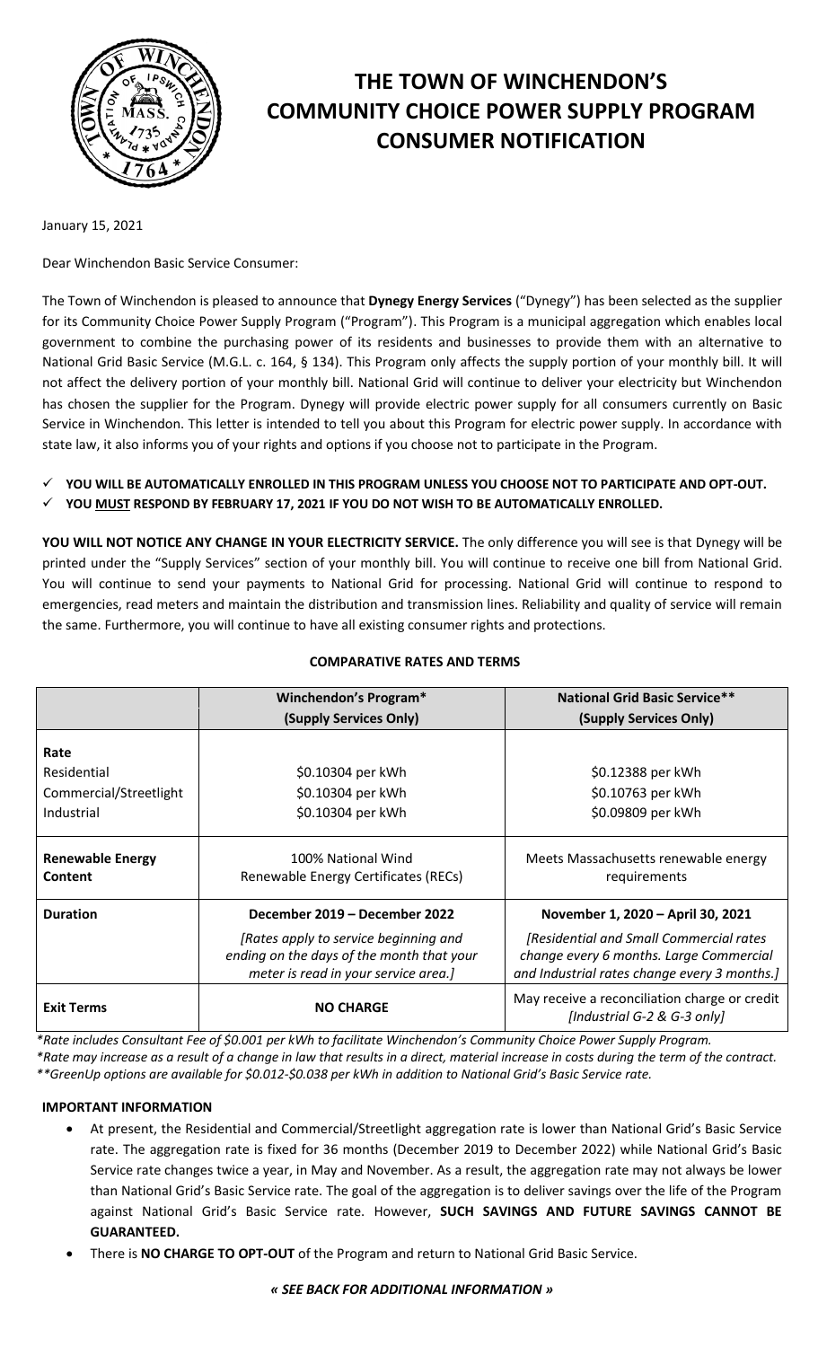# THE TOWN OF WINCHENDON'S COMMUNITY CHOICE POWER SUPPLY PROGRAM CONSUMER NOTIFICATION

January 15, 2021

Dear Winchendon Basic Service Consumer:

The Town of Winchendon is pleased to announce that **Dynegy Energy Services** ("Dynegy") has been selected as the supplier for its Community Choice Power Supply Program ("Program"). This Program is a municipal aggregation which enables local government to combine the purchasing power of its residents and businesses to provide them with an alternative to National Grid Basic Service (M.G.L. c. 164, § 134). This Program only affects the supply portion of your monthly bill. It will not affect the delivery portion of your monthly bill. National Grid will continue to deliver your electricity but Winchendon has chosen the supplier for the Program. Dynegy will provide electric power supply for all consumers currently on Basic Service in Winchendon. This letter is intended to tell you about this Program for electric power supply. In accordance with state law, it also informs you of your rights and options if you choose not to participate in the Program.

- ✓ **YOU WILL BE AUTOMATICALLY ENROLLED IN THIS PROGRAM UNLESS YOU CHOOSE NOT TO PARTICIPATE AND OPT-OUT.**
- ✓ **YOU MUST RESPOND BY FEBRUARY 17, 2021 IF YOU DO NOT WISH TO BE AUTOMATICALLY ENROLLED.**

**YOU WILL NOT NOTICE ANY CHANGE IN YOUR ELECTRICITY SERVICE.** The only difference you will see is that Dynegy will be printed under the "Supply Services" section of your monthly bill. You will continue to receive one bill from National Grid. You will continue to send your payments to National Grid for processing. National Grid will continue to respond to emergencies, read meters and maintain the distribution and transmission lines. Reliability and quality of service will remain the same. Furthermore, you will continue to have all existing consumer rights and protections.

**COMPARATIVE RATES AND TERMS**

| | **Winchendon's Program*** **(Supply Services Only)** | **National Grid Basic Service**** **(Supply Services Only)** |
|---|---|---|
| **Rate** | | |
| Residential | $0.10304 per kWh | $0.12388 per kWh |
| Commercial/Streetlight | $0.10304 per kWh | $0.10763 per kWh |
| Industrial | $0.10304 per kWh | $0.09809 per kWh |
| **Renewable Energy Content** | 100% National Wind Renewable Energy Certificates (RECs) | Meets Massachusetts renewable energy requirements |
| **Duration** | **December 2019 – December 2022** *[Rates apply to service beginning and ending on the days of the month that your meter is read in your service area.]* | **November 1, 2020 – April 30, 2021** *[Residential and Small Commercial rates change every 6 months. Large Commercial and Industrial rates change every 3 months.]* |
| **Exit Terms** | **NO CHARGE** | May receive a reconciliation charge or credit *[Industrial G-2 & G-3 only]* |

*\*Rate includes Consultant Fee of $0.001 per kWh to facilitate Winchendon's Community Choice Power Supply Program.*
*\*Rate may increase as a result of a change in law that results in a direct, material increase in costs during the term of the contract.*
*\*\*GreenUp options are available for $0.012-$0.038 per kWh in addition to National Grid's Basic Service rate.*

**IMPORTANT INFORMATION**

- At present, the Residential and Commercial/Streetlight aggregation rate is lower than National Grid's Basic Service rate. The aggregation rate is fixed for 36 months (December 2019 to December 2022) while National Grid's Basic Service rate changes twice a year, in May and November. As a result, the aggregation rate may not always be lower than National Grid's Basic Service rate. The goal of the aggregation is to deliver savings over the life of the Program against National Grid's Basic Service rate. However, **SUCH SAVINGS AND FUTURE SAVINGS CANNOT BE GUARANTEED.**
- There is **NO CHARGE TO OPT-OUT** of the Program and return to National Grid Basic Service.

***« SEE BACK FOR ADDITIONAL INFORMATION »***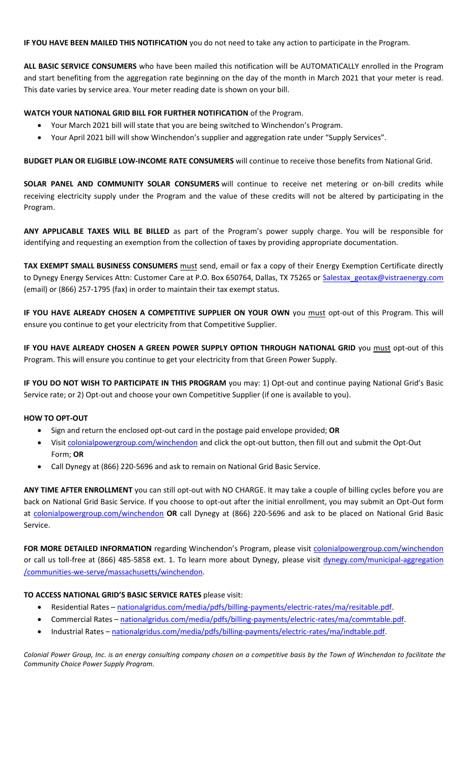**IF YOU HAVE BEEN MAILED THIS NOTIFICATION** you do not need to take any action to participate in the Program.

**ALL BASIC SERVICE CONSUMERS** who have been mailed this notification will be AUTOMATICALLY enrolled in the Program and start benefiting from the aggregation rate beginning on the day of the month in March 2021 that your meter is read. This date varies by service area. Your meter reading date is shown on your bill.

**WATCH YOUR NATIONAL GRID BILL FOR FURTHER NOTIFICATION** of the Program.

- Your March 2021 bill will state that you are being switched to Winchendon's Program.
- Your April 2021 bill will show Winchendon's supplier and aggregation rate under "Supply Services".

**BUDGET PLAN OR ELIGIBLE LOW-INCOME RATE CONSUMERS** will continue to receive those benefits from National Grid.

**SOLAR PANEL AND COMMUNITY SOLAR CONSUMERS** will continue to receive net metering or on-bill credits while receiving electricity supply under the Program and the value of these credits will not be altered by participating in the Program.

**ANY APPLICABLE TAXES WILL BE BILLED** as part of the Program's power supply charge. You will be responsible for identifying and requesting an exemption from the collection of taxes by providing appropriate documentation.

**TAX EXEMPT SMALL BUSINESS CONSUMERS** must send, email or fax a copy of their Energy Exemption Certificate directly to Dynegy Energy Services Attn: Customer Care at P.O. Box 650764, Dallas, TX 75265 or Salestax_geotax@vistraenergy.com (email) or (866) 257-1795 (fax) in order to maintain their tax exempt status.

**IF YOU HAVE ALREADY CHOSEN A COMPETITIVE SUPPLIER ON YOUR OWN** you must opt-out of this Program. This will ensure you continue to get your electricity from that Competitive Supplier.

**IF YOU HAVE ALREADY CHOSEN A GREEN POWER SUPPLY OPTION THROUGH NATIONAL GRID** you must opt-out of this Program. This will ensure you continue to get your electricity from that Green Power Supply.

**IF YOU DO NOT WISH TO PARTICIPATE IN THIS PROGRAM** you may: 1) Opt-out and continue paying National Grid's Basic Service rate; or 2) Opt-out and choose your own Competitive Supplier (if one is available to you).

**HOW TO OPT-OUT**

- Sign and return the enclosed opt-out card in the postage paid envelope provided; **OR**
- Visit colonialpowergroup.com/winchendon and click the opt-out button, then fill out and submit the Opt-Out Form; **OR**
- Call Dynegy at (866) 220-5696 and ask to remain on National Grid Basic Service.

**ANY TIME AFTER ENROLLMENT** you can still opt-out with NO CHARGE. It may take a couple of billing cycles before you are back on National Grid Basic Service. If you choose to opt-out after the initial enrollment, you may submit an Opt-Out form at colonialpowergroup.com/winchendon **OR** call Dynegy at (866) 220-5696 and ask to be placed on National Grid Basic Service.

**FOR MORE DETAILED INFORMATION** regarding Winchendon's Program, please visit colonialpowergroup.com/winchendon or call us toll-free at (866) 485-5858 ext. 1. To learn more about Dynegy, please visit dynegy.com/municipal-aggregation/communities-we-serve/massachusetts/winchendon.

**TO ACCESS NATIONAL GRID'S BASIC SERVICE RATES** please visit:

- Residential Rates – nationalgridus.com/media/pdfs/billing-payments/electric-rates/ma/resitable.pdf.
- Commercial Rates – nationalgridus.com/media/pdfs/billing-payments/electric-rates/ma/commtable.pdf.
- Industrial Rates – nationalgridus.com/media/pdfs/billing-payments/electric-rates/ma/indtable.pdf.

*Colonial Power Group, Inc. is an energy consulting company chosen on a competitive basis by the Town of Winchendon to facilitate the Community Choice Power Supply Program.*